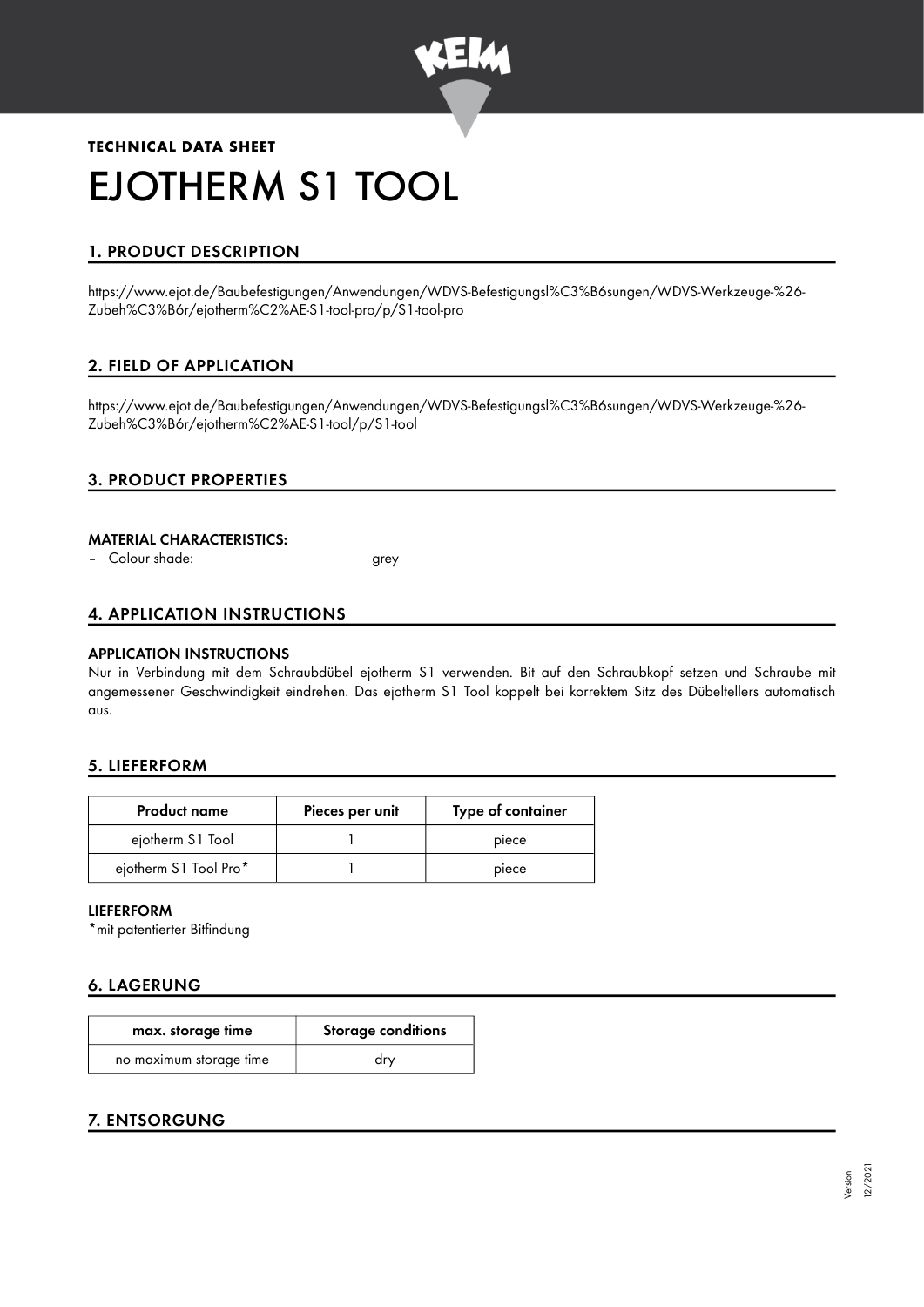**TECHNICAL DATA SHEET**

# EJOTHERM S1 TOOL

## 1. PRODUCT DESCRIPTION

https://www.ejot.de/Baubefestigungen/Anwendungen/WDVS-Befestigungsl%C3%B6sungen/WDVS-Werkzeuge-%26-Zubeh%C3%B6r/ejotherm%C2%AE-S1-tool-pro/p/S1-tool-pro

## 2. FIELD OF APPLICATION

https://www.ejot.de/Baubefestigungen/Anwendungen/WDVS-Befestigungsl%C3%B6sungen/WDVS-Werkzeuge-%26-Zubeh%C3%B6r/ejotherm%C2%AE-S1-tool/p/S1-tool

## 3. PRODUCT PROPERTIES

#### MATERIAL CHARACTERISTICS:

– Colour shade: grey

## 4. APPLICATION INSTRUCTIONS

#### APPLICATION INSTRUCTIONS

Nur in Verbindung mit dem Schraubdübel ejotherm S1 verwenden. Bit auf den Schraubkopf setzen und Schraube mit angemessener Geschwindigkeit eindrehen. Das ejotherm S1 Tool koppelt bei korrektem Sitz des Dübeltellers automatisch aus.

## 5. LIEFERFORM

| Product name | Pieces per unit | Type of container |
| --- | --- | --- |
| ejotherm S1 Tool | 1 | piece |
| ejotherm S1 Tool Pro* | 1 | piece |

#### LIEFERFORM

*mit patentierter Bitfindung

## 6. LAGERUNG

| max. storage time | Storage conditions |
| --- | --- |
| no maximum storage time | dry |

## 7. ENTSORGUNG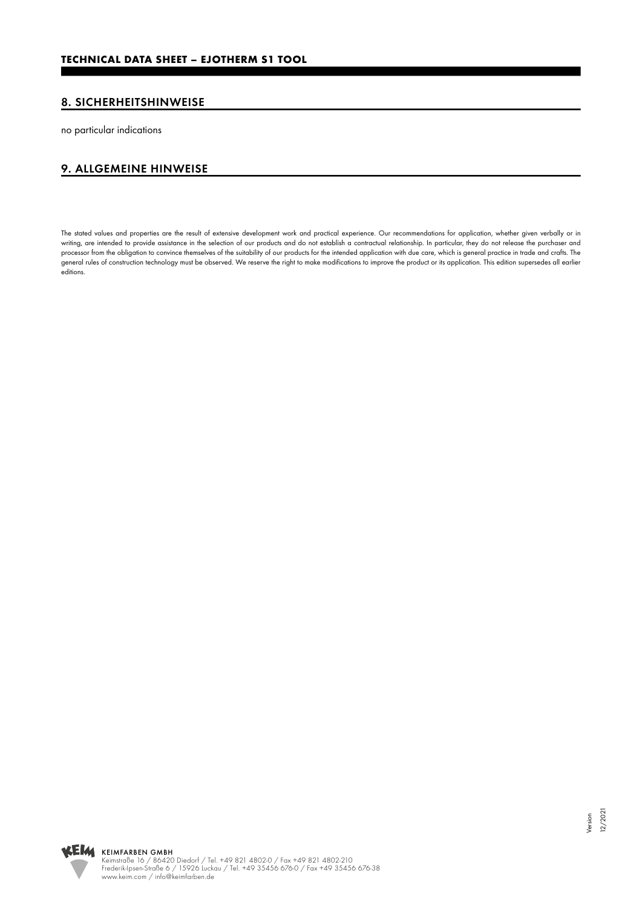## 8. SICHERHEITSHINWEISE

no particular indications

## 9. ALLGEMEINE HINWEISE

The stated values and properties are the result of extensive development work and practical experience. Our recommendations for application, whether given verbally or in writing, are intended to provide assistance in the selection of our products and do not establish a contractual relationship. In particular, they do not release the purchaser and processor from the obligation to convince themselves of the suitability of our products for the intended application with due care, which is general practice in trade and crafts. The general rules of construction technology must be observed. We reserve the right to make modifications to improve the product or its application. This edition supersedes all earlier editions.

KEIMFARBEN GMBH
Keimstraße 16 / 86420 Diedorf / Tel. +49 821 4802-0 / Fax +49 821 4802-210
Frederik-Ipsen-Straße 6 / 15926 Luckau / Tel. +49 35456 676-0 / Fax +49 35456 676-38
www.keim.com / info@keimfarben.de

Version 12/2021